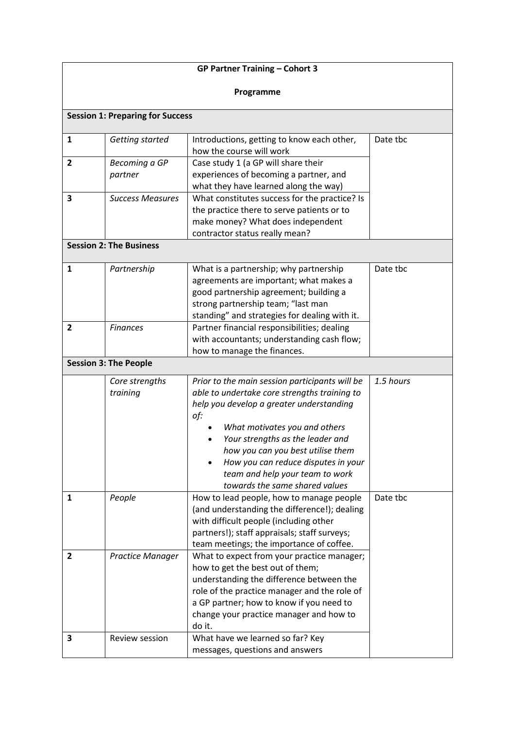**GP Partner Training – Cohort 3**

**Programme**

| | | | |
|---|---|---|---|
| **Session 1: Preparing for Success** | | | |
| 1 | *Getting started* | Introductions, getting to know each other, how the course will work | Date tbc |
| 2 | *Becoming a GP partner* | Case study 1 (a GP will share their experiences of becoming a partner, and what they have learned along the way) | |
| 3 | *Success Measures* | What constitutes success for the practice? Is the practice there to serve patients or to make money? What does independent contractor status really mean? | |
| **Session 2: The Business** | | | |
| 1 | *Partnership* | What is a partnership; why partnership agreements are important; what makes a good partnership agreement; building a strong partnership team; "last man standing" and strategies for dealing with it. | Date tbc |
| 2 | *Finances* | Partner financial responsibilities; dealing with accountants; understanding cash flow; how to manage the finances. | |
| **Session 3: The People** | | | |
| | *Core strengths training* | *Prior to the main session participants will be able to undertake core strengths training to help you develop a greater understanding of:*<br>• *What motivates you and others*<br>• *Your strengths as the leader and how you can you best utilise them*<br>• *How you can reduce disputes in your team and help your team to work towards the same shared values* | *1.5 hours* |
| 1 | *People* | How to lead people, how to manage people (and understanding the difference!); dealing with difficult people (including other partners!); staff appraisals; staff surveys; team meetings; the importance of coffee. | Date tbc |
| 2 | *Practice Manager* | What to expect from your practice manager; how to get the best out of them; understanding the difference between the role of the practice manager and the role of a GP partner; how to know if you need to change your practice manager and how to do it. | |
| 3 | Review session | What have we learned so far? Key messages, questions and answers | |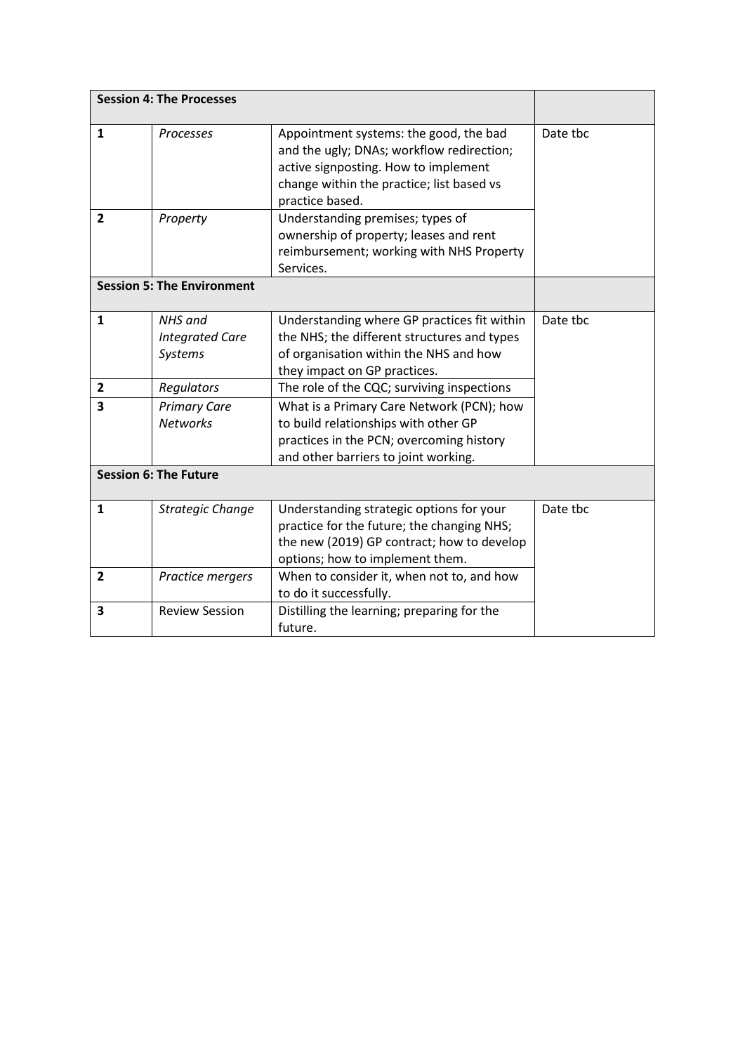| | | | |
|---|---|---|---|
| **Session 4: The Processes** | | | |
| **1** | *Processes* | Appointment systems: the good, the bad and the ugly; DNAs; workflow redirection; active signposting. How to implement change within the practice; list based vs practice based. | Date tbc |
| **2** | *Property* | Understanding premises; types of ownership of property; leases and rent reimbursement; working with NHS Property Services. | |
| **Session 5: The Environment** | | | |
| **1** | *NHS and Integrated Care Systems* | Understanding where GP practices fit within the NHS; the different structures and types of organisation within the NHS and how they impact on GP practices. | Date tbc |
| **2** | *Regulators* | The role of the CQC; surviving inspections | |
| **3** | *Primary Care Networks* | What is a Primary Care Network (PCN); how to build relationships with other GP practices in the PCN; overcoming history and other barriers to joint working. | |
| **Session 6: The Future** | | | |
| **1** | *Strategic Change* | Understanding strategic options for your practice for the future; the changing NHS; the new (2019) GP contract; how to develop options; how to implement them. | Date tbc |
| **2** | *Practice mergers* | When to consider it, when not to, and how to do it successfully. | |
| **3** | Review Session | Distilling the learning; preparing for the future. | |